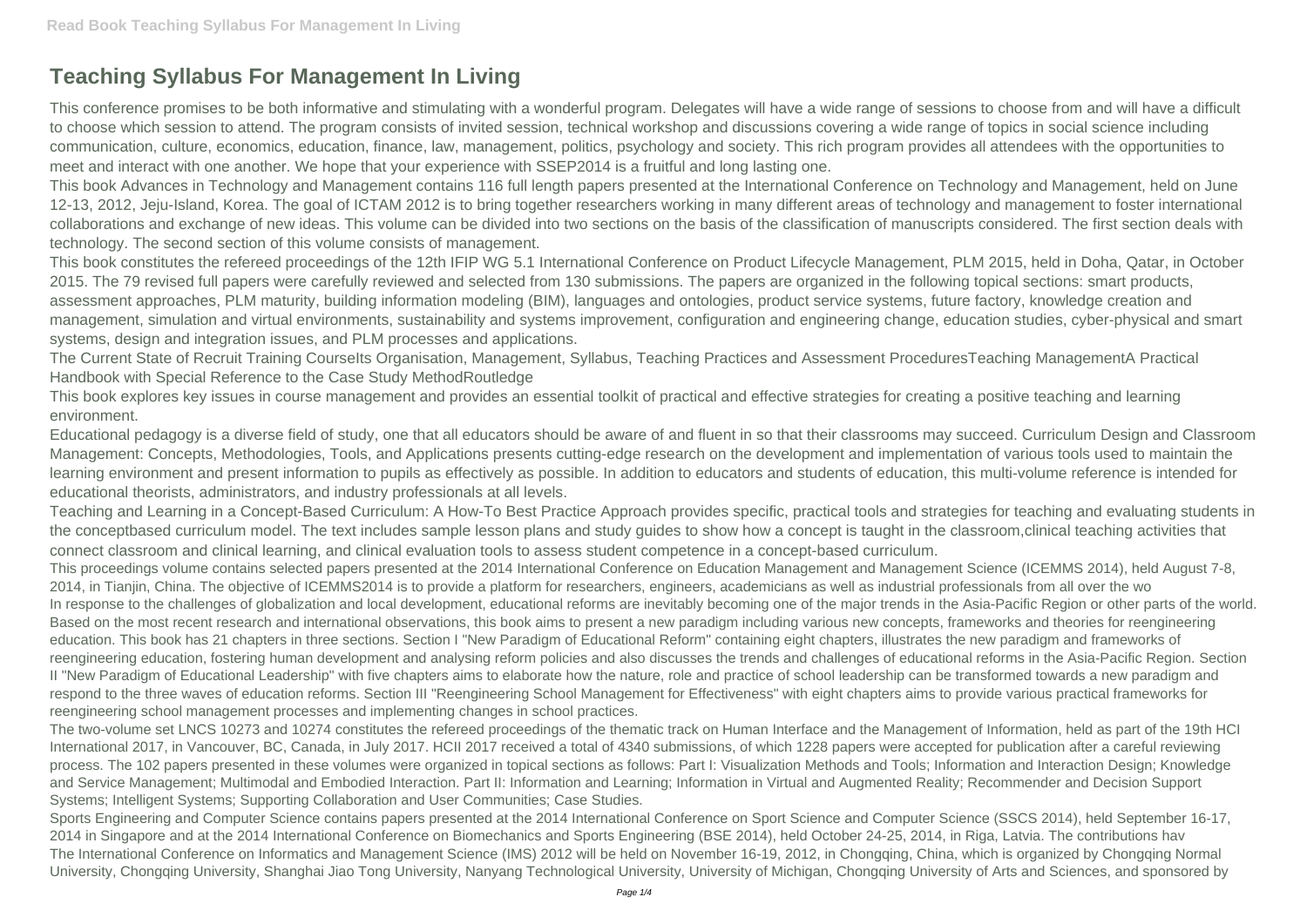# Teaching Syllabus For Management In Living

This conference promises to be both informative and stimulating with a wonderful program. Delegates will have a wide range of sessions to choose from and will have a difficult to choose which session to attend. The program consists of invited session, technical workshop and discussions covering a wide range of topics in social science including communication, culture, economics, education, finance, law, management, politics, psychology and society. This rich program provides all attendees with the opportunities to meet and interact with one another. We hope that your experience with SSEP2014 is a fruitful and long lasting one.

This book Advances in Technology and Management contains 116 full length papers presented at the International Conference on Technology and Management, held on June 12-13, 2012, Jeju-Island, Korea. The goal of ICTAM 2012 is to bring together researchers working in many different areas of technology and management to foster international collaborations and exchange of new ideas. This volume can be divided into two sections on the basis of the classification of manuscripts considered. The first section deals with technology. The second section of this volume consists of management.

This book constitutes the refereed proceedings of the 12th IFIP WG 5.1 International Conference on Product Lifecycle Management, PLM 2015, held in Doha, Qatar, in October 2015. The 79 revised full papers were carefully reviewed and selected from 130 submissions. The papers are organized in the following topical sections: smart products, assessment approaches, PLM maturity, building information modeling (BIM), languages and ontologies, product service systems, future factory, knowledge creation and management, simulation and virtual environments, sustainability and systems improvement, configuration and engineering change, education studies, cyber-physical and smart systems, design and integration issues, and PLM processes and applications.

The Current State of Recruit Training CourseIts Organisation, Management, Syllabus, Teaching Practices and Assessment ProceduresTeaching ManagementA Practical Handbook with Special Reference to the Case Study MethodRoutledge

This book explores key issues in course management and provides an essential toolkit of practical and effective strategies for creating a positive teaching and learning environment.

Educational pedagogy is a diverse field of study, one that all educators should be aware of and fluent in so that their classrooms may succeed. Curriculum Design and Classroom Management: Concepts, Methodologies, Tools, and Applications presents cutting-edge research on the development and implementation of various tools used to maintain the learning environment and present information to pupils as effectively as possible. In addition to educators and students of education, this multi-volume reference is intended for educational theorists, administrators, and industry professionals at all levels.

Teaching and Learning in a Concept-Based Curriculum: A How-To Best Practice Approach provides specific, practical tools and strategies for teaching and evaluating students in the conceptbased curriculum model. The text includes sample lesson plans and study guides to show how a concept is taught in the classroom,clinical teaching activities that connect classroom and clinical learning, and clinical evaluation tools to assess student competence in a concept-based curriculum.

This proceedings volume contains selected papers presented at the 2014 International Conference on Education Management and Management Science (ICEMMS 2014), held August 7-8, 2014, in Tianjin, China. The objective of ICEMMS2014 is to provide a platform for researchers, engineers, academicians as well as industrial professionals from all over the wo

In response to the challenges of globalization and local development, educational reforms are inevitably becoming one of the major trends in the Asia-Pacific Region or other parts of the world. Based on the most recent research and international observations, this book aims to present a new paradigm including various new concepts, frameworks and theories for reengineering education. This book has 21 chapters in three sections. Section I "New Paradigm of Educational Reform" containing eight chapters, illustrates the new paradigm and frameworks of reengineering education, fostering human development and analysing reform policies and also discusses the trends and challenges of educational reforms in the Asia-Pacific Region. Section II "New Paradigm of Educational Leadership" with five chapters aims to elaborate how the nature, role and practice of school leadership can be transformed towards a new paradigm and respond to the three waves of education reforms. Section III "Reengineering School Management for Effectiveness" with eight chapters aims to provide various practical frameworks for reengineering school management processes and implementing changes in school practices.

The two-volume set LNCS 10273 and 10274 constitutes the refereed proceedings of the thematic track on Human Interface and the Management of Information, held as part of the 19th HCI International 2017, in Vancouver, BC, Canada, in July 2017. HCII 2017 received a total of 4340 submissions, of which 1228 papers were accepted for publication after a careful reviewing process. The 102 papers presented in these volumes were organized in topical sections as follows: Part I: Visualization Methods and Tools; Information and Interaction Design; Knowledge and Service Management; Multimodal and Embodied Interaction. Part II: Information and Learning; Information in Virtual and Augmented Reality; Recommender and Decision Support Systems; Intelligent Systems; Supporting Collaboration and User Communities; Case Studies.

Sports Engineering and Computer Science contains papers presented at the 2014 International Conference on Sport Science and Computer Science (SSCS 2014), held September 16-17, 2014 in Singapore and at the 2014 International Conference on Biomechanics and Sports Engineering (BSE 2014), held October 24-25, 2014, in Riga, Latvia. The contributions hav

The International Conference on Informatics and Management Science (IMS) 2012 will be held on November 16-19, 2012, in Chongqing, China, which is organized by Chongqing Normal University, Chongqing University, Shanghai Jiao Tong University, Nanyang Technological University, University of Michigan, Chongqing University of Arts and Sciences, and sponsored by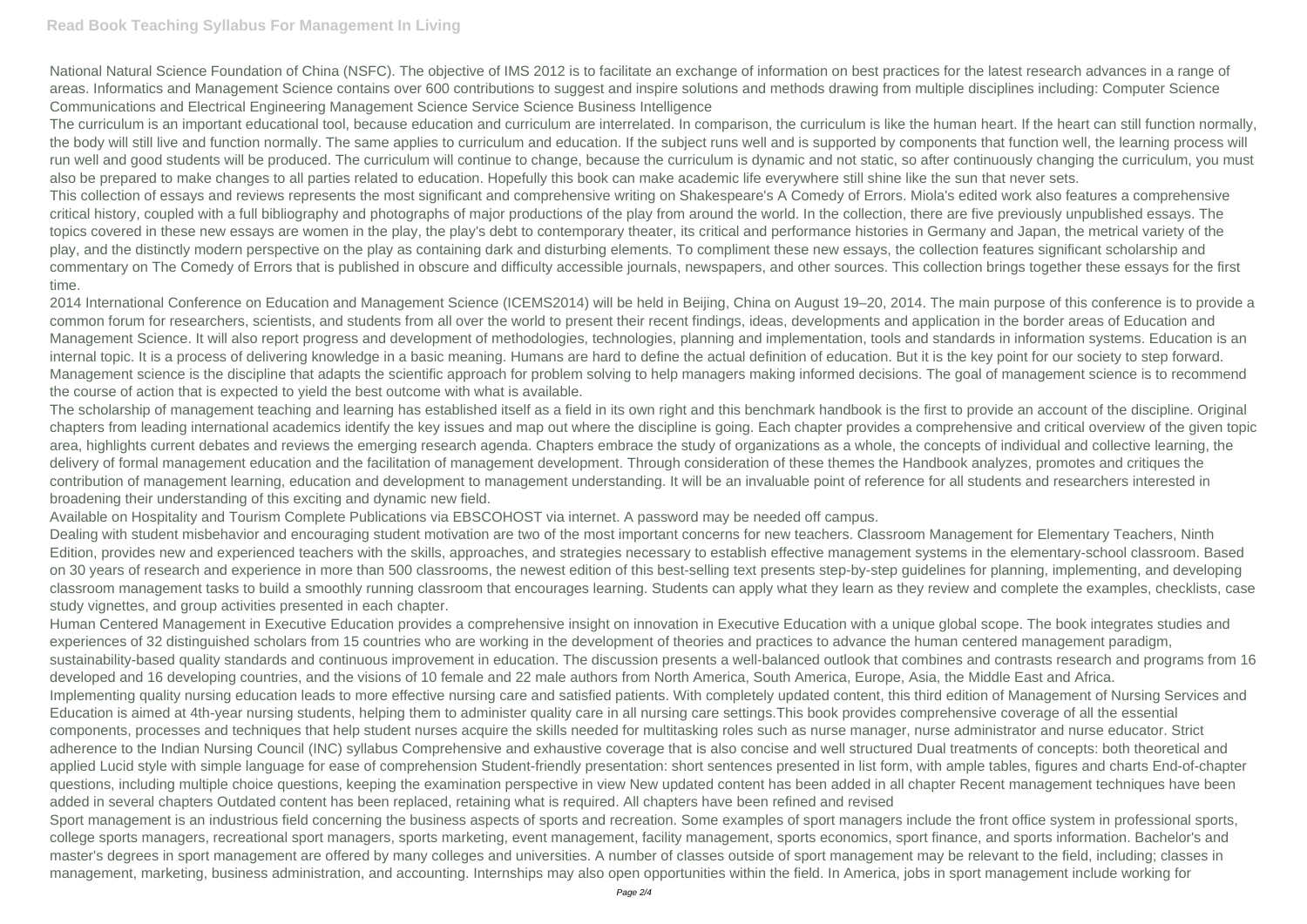National Natural Science Foundation of China (NSFC). The objective of IMS 2012 is to facilitate an exchange of information on best practices for the latest research advances in a range of areas. Informatics and Management Science contains over 600 contributions to suggest and inspire solutions and methods drawing from multiple disciplines including: Computer Science Communications and Electrical Engineering Management Science Service Science Business Intelligence

The curriculum is an important educational tool, because education and curriculum are interrelated. In comparison, the curriculum is like the human heart. If the heart can still function normally, the body will still live and function normally. The same applies to curriculum and education. If the subject runs well and is supported by components that function well, the learning process will run well and good students will be produced. The curriculum will continue to change, because the curriculum is dynamic and not static, so after continuously changing the curriculum, you must also be prepared to make changes to all parties related to education. Hopefully this book can make academic life everywhere still shine like the sun that never sets.

This collection of essays and reviews represents the most significant and comprehensive writing on Shakespeare's A Comedy of Errors. Miola's edited work also features a comprehensive critical history, coupled with a full bibliography and photographs of major productions of the play from around the world. In the collection, there are five previously unpublished essays. The topics covered in these new essays are women in the play, the play's debt to contemporary theater, its critical and performance histories in Germany and Japan, the metrical variety of the play, and the distinctly modern perspective on the play as containing dark and disturbing elements. To compliment these new essays, the collection features significant scholarship and commentary on The Comedy of Errors that is published in obscure and difficulty accessible journals, newspapers, and other sources. This collection brings together these essays for the first time.

2014 International Conference on Education and Management Science (ICEMS2014) will be held in Beijing, China on August 19–20, 2014. The main purpose of this conference is to provide a common forum for researchers, scientists, and students from all over the world to present their recent findings, ideas, developments and application in the border areas of Education and Management Science. It will also report progress and development of methodologies, technologies, planning and implementation, tools and standards in information systems. Education is an internal topic. It is a process of delivering knowledge in a basic meaning. Humans are hard to define the actual definition of education. But it is the key point for our society to step forward. Management science is the discipline that adapts the scientific approach for problem solving to help managers making informed decisions. The goal of management science is to recommend the course of action that is expected to yield the best outcome with what is available.

The scholarship of management teaching and learning has established itself as a field in its own right and this benchmark handbook is the first to provide an account of the discipline. Original chapters from leading international academics identify the key issues and map out where the discipline is going. Each chapter provides a comprehensive and critical overview of the given topic area, highlights current debates and reviews the emerging research agenda. Chapters embrace the study of organizations as a whole, the concepts of individual and collective learning, the delivery of formal management education and the facilitation of management development. Through consideration of these themes the Handbook analyzes, promotes and critiques the contribution of management learning, education and development to management understanding. It will be an invaluable point of reference for all students and researchers interested in broadening their understanding of this exciting and dynamic new field.

Available on Hospitality and Tourism Complete Publications via EBSCOHOST via internet. A password may be needed off campus.

Dealing with student misbehavior and encouraging student motivation are two of the most important concerns for new teachers. Classroom Management for Elementary Teachers, Ninth Edition, provides new and experienced teachers with the skills, approaches, and strategies necessary to establish effective management systems in the elementary-school classroom. Based on 30 years of research and experience in more than 500 classrooms, the newest edition of this best-selling text presents step-by-step guidelines for planning, implementing, and developing classroom management tasks to build a smoothly running classroom that encourages learning. Students can apply what they learn as they review and complete the examples, checklists, case study vignettes, and group activities presented in each chapter.

Human Centered Management in Executive Education provides a comprehensive insight on innovation in Executive Education with a unique global scope. The book integrates studies and experiences of 32 distinguished scholars from 15 countries who are working in the development of theories and practices to advance the human centered management paradigm, sustainability-based quality standards and continuous improvement in education. The discussion presents a well-balanced outlook that combines and contrasts research and programs from 16 developed and 16 developing countries, and the visions of 10 female and 22 male authors from North America, South America, Europe, Asia, the Middle East and Africa.

Implementing quality nursing education leads to more effective nursing care and satisfied patients. With completely updated content, this third edition of Management of Nursing Services and Education is aimed at 4th-year nursing students, helping them to administer quality care in all nursing care settings.This book provides comprehensive coverage of all the essential components, processes and techniques that help student nurses acquire the skills needed for multitasking roles such as nurse manager, nurse administrator and nurse educator. Strict adherence to the Indian Nursing Council (INC) syllabus Comprehensive and exhaustive coverage that is also concise and well structured Dual treatments of concepts: both theoretical and applied Lucid style with simple language for ease of comprehension Student-friendly presentation: short sentences presented in list form, with ample tables, figures and charts End-of-chapter questions, including multiple choice questions, keeping the examination perspective in view New updated content has been added in all chapter Recent management techniques have been added in several chapters Outdated content has been replaced, retaining what is required. All chapters have been refined and revised

Sport management is an industrious field concerning the business aspects of sports and recreation. Some examples of sport managers include the front office system in professional sports, college sports managers, recreational sport managers, sports marketing, event management, facility management, sports economics, sport finance, and sports information. Bachelor's and master's degrees in sport management are offered by many colleges and universities. A number of classes outside of sport management may be relevant to the field, including; classes in management, marketing, business administration, and accounting. Internships may also open opportunities within the field. In America, jobs in sport management include working for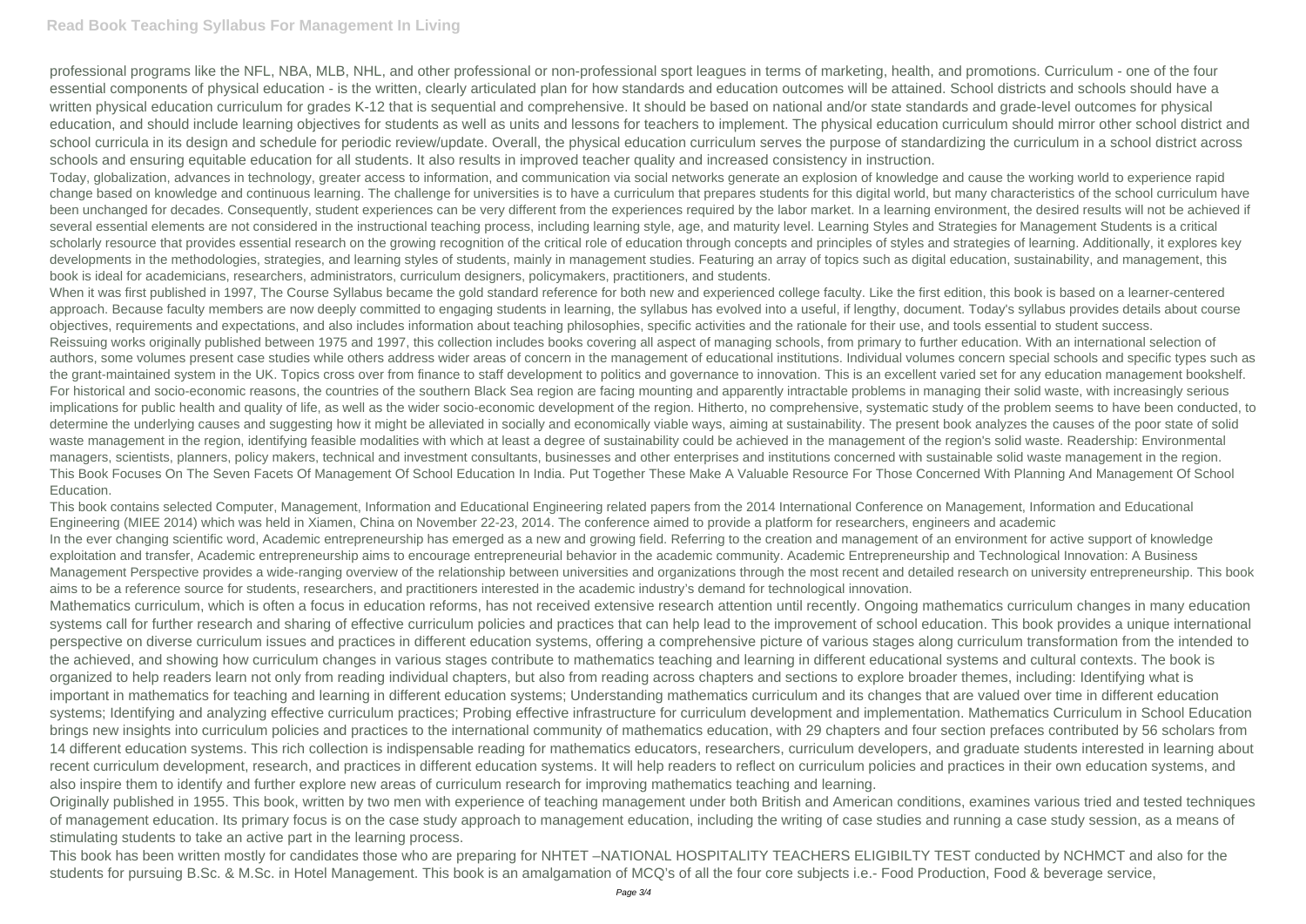professional programs like the NFL, NBA, MLB, NHL, and other professional or non-professional sport leagues in terms of marketing, health, and promotions. Curriculum - one of the four essential components of physical education - is the written, clearly articulated plan for how standards and education outcomes will be attained. School districts and schools should have a written physical education curriculum for grades K-12 that is sequential and comprehensive. It should be based on national and/or state standards and grade-level outcomes for physical education, and should include learning objectives for students as well as units and lessons for teachers to implement. The physical education curriculum should mirror other school district and school curricula in its design and schedule for periodic review/update. Overall, the physical education curriculum serves the purpose of standardizing the curriculum in a school district across schools and ensuring equitable education for all students. It also results in improved teacher quality and increased consistency in instruction.

Today, globalization, advances in technology, greater access to information, and communication via social networks generate an explosion of knowledge and cause the working world to experience rapid change based on knowledge and continuous learning. The challenge for universities is to have a curriculum that prepares students for this digital world, but many characteristics of the school curriculum have been unchanged for decades. Consequently, student experiences can be very different from the experiences required by the labor market. In a learning environment, the desired results will not be achieved if several essential elements are not considered in the instructional teaching process, including learning style, age, and maturity level. Learning Styles and Strategies for Management Students is a critical scholarly resource that provides essential research on the growing recognition of the critical role of education through concepts and principles of styles and strategies of learning. Additionally, it explores key developments in the methodologies, strategies, and learning styles of students, mainly in management studies. Featuring an array of topics such as digital education, sustainability, and management, this book is ideal for academicians, researchers, administrators, curriculum designers, policymakers, practitioners, and students.

When it was first published in 1997, The Course Syllabus became the gold standard reference for both new and experienced college faculty. Like the first edition, this book is based on a learner-centered approach. Because faculty members are now deeply committed to engaging students in learning, the syllabus has evolved into a useful, if lengthy, document. Today's syllabus provides details about course objectives, requirements and expectations, and also includes information about teaching philosophies, specific activities and the rationale for their use, and tools essential to student success.

Reissuing works originally published between 1975 and 1997, this collection includes books covering all aspect of managing schools, from primary to further education. With an international selection of authors, some volumes present case studies while others address wider areas of concern in the management of educational institutions. Individual volumes concern special schools and specific types such as the grant-maintained system in the UK. Topics cross over from finance to staff development to politics and governance to innovation. This is an excellent varied set for any education management bookshelf.

For historical and socio-economic reasons, the countries of the southern Black Sea region are facing mounting and apparently intractable problems in managing their solid waste, with increasingly serious implications for public health and quality of life, as well as the wider socio-economic development of the region. Hitherto, no comprehensive, systematic study of the problem seems to have been conducted, to determine the underlying causes and suggesting how it might be alleviated in socially and economically viable ways, aiming at sustainability. The present book analyzes the causes of the poor state of solid waste management in the region, identifying feasible modalities with which at least a degree of sustainability could be achieved in the management of the region's solid waste. Readership: Environmental managers, scientists, planners, policy makers, technical and investment consultants, businesses and other enterprises and institutions concerned with sustainable solid waste management in the region.

This Book Focuses On The Seven Facets Of Management Of School Education In India. Put Together These Make A Valuable Resource For Those Concerned With Planning And Management Of School Education.

This book contains selected Computer, Management, Information and Educational Engineering related papers from the 2014 International Conference on Management, Information and Educational Engineering (MIEE 2014) which was held in Xiamen, China on November 22-23, 2014. The conference aimed to provide a platform for researchers, engineers and academic

In the ever changing scientific word, Academic entrepreneurship has emerged as a new and growing field. Referring to the creation and management of an environment for active support of knowledge exploitation and transfer, Academic entrepreneurship aims to encourage entrepreneurial behavior in the academic community. Academic Entrepreneurship and Technological Innovation: A Business Management Perspective provides a wide-ranging overview of the relationship between universities and organizations through the most recent and detailed research on university entrepreneurship. This book aims to be a reference source for students, researchers, and practitioners interested in the academic industry's demand for technological innovation.

Mathematics curriculum, which is often a focus in education reforms, has not received extensive research attention until recently. Ongoing mathematics curriculum changes in many education systems call for further research and sharing of effective curriculum policies and practices that can help lead to the improvement of school education. This book provides a unique international perspective on diverse curriculum issues and practices in different education systems, offering a comprehensive picture of various stages along curriculum transformation from the intended to the achieved, and showing how curriculum changes in various stages contribute to mathematics teaching and learning in different educational systems and cultural contexts. The book is organized to help readers learn not only from reading individual chapters, but also from reading across chapters and sections to explore broader themes, including: Identifying what is important in mathematics for teaching and learning in different education systems; Understanding mathematics curriculum and its changes that are valued over time in different education systems; Identifying and analyzing effective curriculum practices; Probing effective infrastructure for curriculum development and implementation. Mathematics Curriculum in School Education brings new insights into curriculum policies and practices to the international community of mathematics education, with 29 chapters and four section prefaces contributed by 56 scholars from 14 different education systems. This rich collection is indispensable reading for mathematics educators, researchers, curriculum developers, and graduate students interested in learning about recent curriculum development, research, and practices in different education systems. It will help readers to reflect on curriculum policies and practices in their own education systems, and also inspire them to identify and further explore new areas of curriculum research for improving mathematics teaching and learning.

Originally published in 1955. This book, written by two men with experience of teaching management under both British and American conditions, examines various tried and tested techniques of management education. Its primary focus is on the case study approach to management education, including the writing of case studies and running a case study session, as a means of stimulating students to take an active part in the learning process.

This book has been written mostly for candidates those who are preparing for NHTET –NATIONAL HOSPITALITY TEACHERS ELIGIBILTY TEST conducted by NCHMCT and also for the students for pursuing B.Sc. & M.Sc. in Hotel Management. This book is an amalgamation of MCQ's of all the four core subjects i.e.- Food Production, Food & beverage service,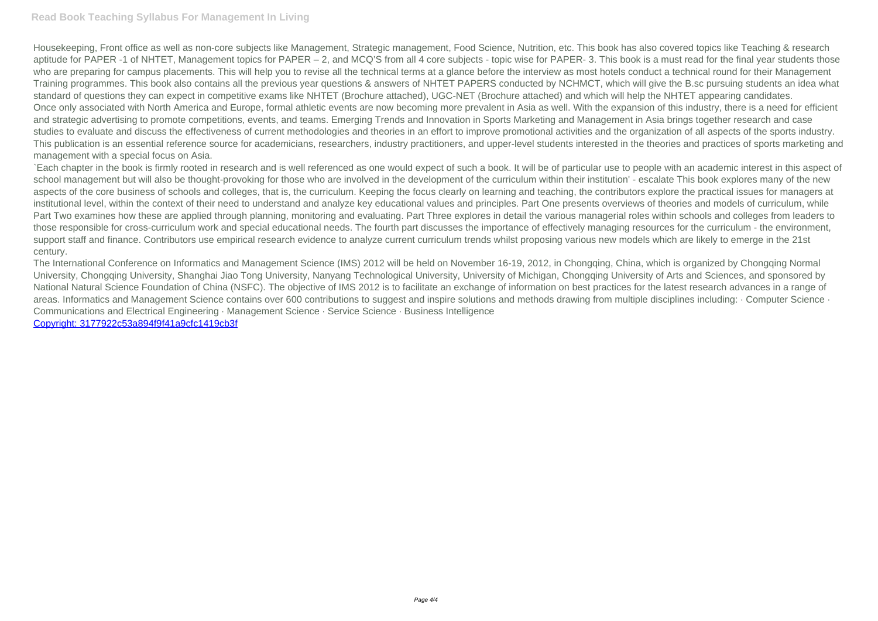Housekeeping, Front office as well as non-core subjects like Management, Strategic management, Food Science, Nutrition, etc. This book has also covered topics like Teaching & research aptitude for PAPER -1 of NHTET, Management topics for PAPER – 2, and MCQ'S from all 4 core subjects - topic wise for PAPER- 3. This book is a must read for the final year students those who are preparing for campus placements. This will help you to revise all the technical terms at a glance before the interview as most hotels conduct a technical round for their Management Training programmes. This book also contains all the previous year questions & answers of NHTET PAPERS conducted by NCHMCT, which will give the B.sc pursuing students an idea what standard of questions they can expect in competitive exams like NHTET (Brochure attached), UGC-NET (Brochure attached) and which will help the NHTET appearing candidates.

Once only associated with North America and Europe, formal athletic events are now becoming more prevalent in Asia as well. With the expansion of this industry, there is a need for efficient and strategic advertising to promote competitions, events, and teams. Emerging Trends and Innovation in Sports Marketing and Management in Asia brings together research and case studies to evaluate and discuss the effectiveness of current methodologies and theories in an effort to improve promotional activities and the organization of all aspects of the sports industry. This publication is an essential reference source for academicians, researchers, industry practitioners, and upper-level students interested in the theories and practices of sports marketing and management with a special focus on Asia.

`Each chapter in the book is firmly rooted in research and is well referenced as one would expect of such a book. It will be of particular use to people with an academic interest in this aspect of school management but will also be thought-provoking for those who are involved in the development of the curriculum within their institution' - escalate This book explores many of the new aspects of the core business of schools and colleges, that is, the curriculum. Keeping the focus clearly on learning and teaching, the contributors explore the practical issues for managers at institutional level, within the context of their need to understand and analyze key educational values and principles. Part One presents overviews of theories and models of curriculum, while Part Two examines how these are applied through planning, monitoring and evaluating. Part Three explores in detail the various managerial roles within schools and colleges from leaders to those responsible for cross-curriculum work and special educational needs. The fourth part discusses the importance of effectively managing resources for the curriculum - the environment, support staff and finance. Contributors use empirical research evidence to analyze current curriculum trends whilst proposing various new models which are likely to emerge in the 21st century.

The International Conference on Informatics and Management Science (IMS) 2012 will be held on November 16-19, 2012, in Chongqing, China, which is organized by Chongqing Normal University, Chongqing University, Shanghai Jiao Tong University, Nanyang Technological University, University of Michigan, Chongqing University of Arts and Sciences, and sponsored by National Natural Science Foundation of China (NSFC). The objective of IMS 2012 is to facilitate an exchange of information on best practices for the latest research advances in a range of areas. Informatics and Management Science contains over 600 contributions to suggest and inspire solutions and methods drawing from multiple disciplines including: · Computer Science · Communications and Electrical Engineering · Management Science · Service Science · Business Intelligence

Copyright: 3177922c53a894f9f41a9cfc1419cb3f